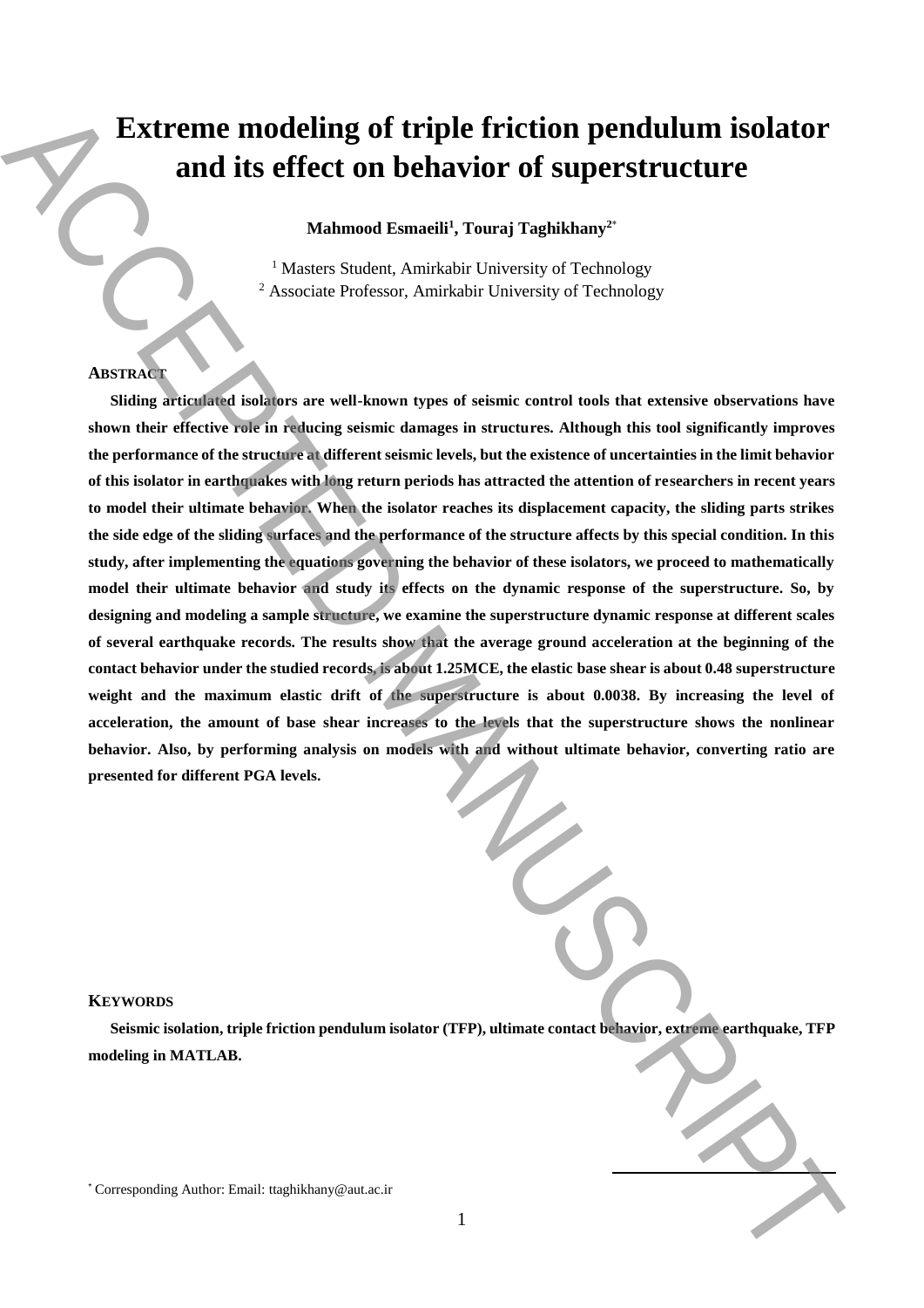# Extreme modeling of triple friction pendulum isolator and its effect on behavior of superstructure

**Mahmood Esmaeili[1], Touraj Taghikhany[2*]**

[1] Masters Student, Amirkabir University of Technology
[2] Associate Professor, Amirkabir University of Technology

## ABSTRACT

**Sliding articulated isolators are well-known types of seismic control tools that extensive observations have shown their effective role in reducing seismic damages in structures. Although this tool significantly improves the performance of the structure at different seismic levels, but the existence of uncertainties in the limit behavior of this isolator in earthquakes with long return periods has attracted the attention of researchers in recent years to model their ultimate behavior. When the isolator reaches its displacement capacity, the sliding parts strikes the side edge of the sliding surfaces and the performance of the structure affects by this special condition. In this study, after implementing the equations governing the behavior of these isolators, we proceed to mathematically model their ultimate behavior and study its effects on the dynamic response of the superstructure. So, by designing and modeling a sample structure, we examine the superstructure dynamic response at different scales of several earthquake records. The results show that the average ground acceleration at the beginning of the contact behavior under the studied records, is about 1.25MCE, the elastic base shear is about 0.48 superstructure weight and the maximum elastic drift of the superstructure is about 0.0038. By increasing the level of acceleration, the amount of base shear increases to the levels that the superstructure shows the nonlinear behavior. Also, by performing analysis on models with and without ultimate behavior, converting ratio are presented for different PGA levels.**

## KEYWORDS

**Seismic isolation, triple friction pendulum isolator (TFP), ultimate contact behavior, extreme earthquake, TFP modeling in MATLAB.**

[*] Corresponding Author: Email: ttaghikhany@aut.ac.ir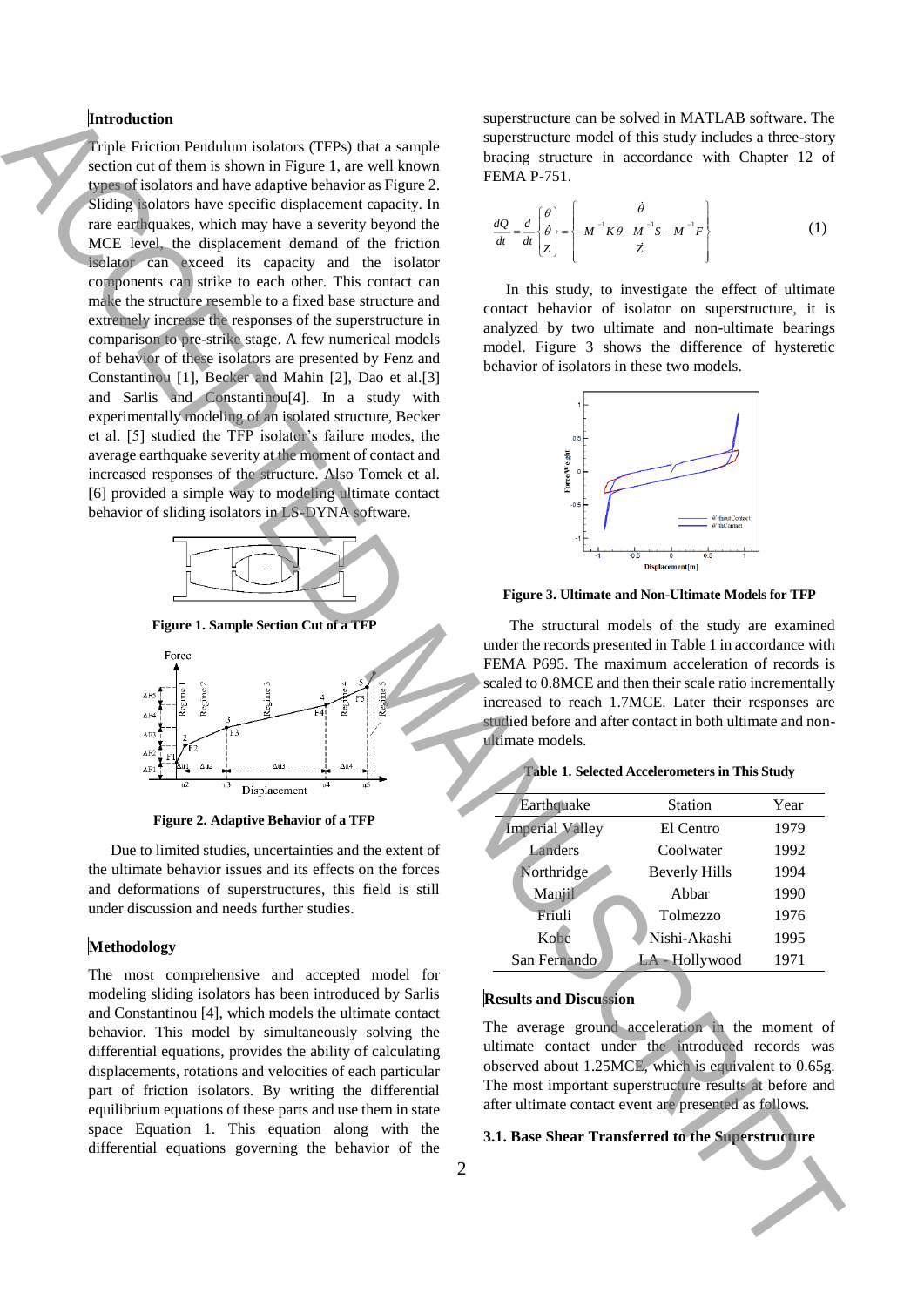## Introduction

Triple Friction Pendulum isolators (TFPs) that a sample section cut of them is shown in Figure 1, are well known types of isolators and have adaptive behavior as Figure 2. Sliding isolators have specific displacement capacity. In rare earthquakes, which may have a severity beyond the MCE level, the displacement demand of the friction isolator can exceed its capacity and the isolator components can strike to each other. This contact can make the structure resemble to a fixed base structure and extremely increase the responses of the superstructure in comparison to pre-strike stage. A few numerical models of behavior of these isolators are presented by Fenz and Constantinou [1], Becker and Mahin [2], Dao et al.[3] and Sarlis and Constantinou[4]. In a study with experimentally modeling of an isolated structure, Becker et al. [5] studied the TFP isolator's failure modes, the average earthquake severity at the moment of contact and increased responses of the structure. Also Tomek et al. [6] provided a simple way to modeling ultimate contact behavior of sliding isolators in LS-DYNA software.

**Figure 1. Sample Section Cut of a TFP**

**Figure 2. Adaptive Behavior of a TFP**

Due to limited studies, uncertainties and the extent of the ultimate behavior issues and its effects on the forces and deformations of superstructures, this field is still under discussion and needs further studies.

## Methodology

The most comprehensive and accepted model for modeling sliding isolators has been introduced by Sarlis and Constantinou [4], which models the ultimate contact behavior. This model by simultaneously solving the differential equations, provides the ability of calculating displacements, rotations and velocities of each particular part of friction isolators. By writing the differential equilibrium equations of these parts and use them in state space Equation 1. This equation along with the differential equations governing the behavior of the superstructure can be solved in MATLAB software. The superstructure model of this study includes a three-story bracing structure in accordance with Chapter 12 of FEMA P-751.

$$\frac{dQ}{dt} = \frac{d}{dt}\begin{Bmatrix} \theta \\ \dot{\theta} \\ Z \end{Bmatrix} = \begin{Bmatrix} \dot{\theta} \\ -M^{-1}K\theta - M^{-1}S - M^{-1}F \\ \dot{Z} \end{Bmatrix} \tag{1}$$

In this study, to investigate the effect of ultimate contact behavior of isolator on superstructure, it is analyzed by two ultimate and non-ultimate bearings model. Figure 3 shows the difference of hysteretic behavior of isolators in these two models.

**Figure 3. Ultimate and Non-Ultimate Models for TFP**

The structural models of the study are examined under the records presented in Table 1 in accordance with FEMA P695. The maximum acceleration of records is scaled to 0.8MCE and then their scale ratio incrementally increased to reach 1.7MCE. Later their responses are studied before and after contact in both ultimate and non-ultimate models.

**Table 1. Selected Accelerometers in This Study**

| Earthquake | Station | Year |
|---|---|---|
| Imperial Valley | El Centro | 1979 |
| Landers | Coolwater | 1992 |
| Northridge | Beverly Hills | 1994 |
| Manjil | Abbar | 1990 |
| Friuli | Tolmezzo | 1976 |
| Kobe | Nishi-Akashi | 1995 |
| San Fernando | LA - Hollywood | 1971 |

## Results and Discussion

The average ground acceleration in the moment of ultimate contact under the introduced records was observed about 1.25MCE, which is equivalent to 0.65g. The most important superstructure results at before and after ultimate contact event are presented as follows.

### 3.1. Base Shear Transferred to the Superstructure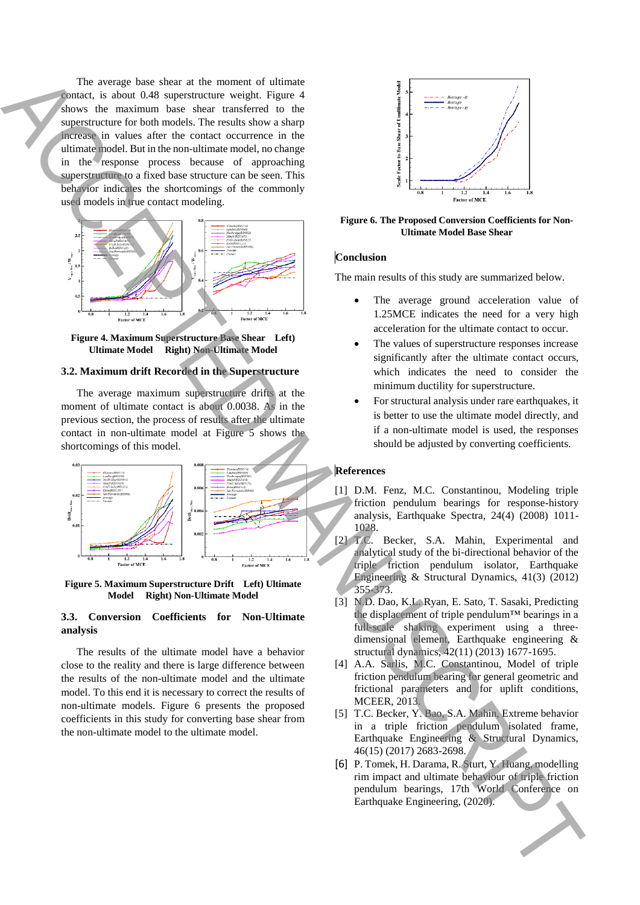The average base shear at the moment of ultimate contact, is about 0.48 superstructure weight. Figure 4 shows the maximum base shear transferred to the superstructure for both models. The results show a sharp increase in values after the contact occurrence in the ultimate model. But in the non-ultimate model, no change in the response process because of approaching superstructure to a fixed base structure can be seen. This behavior indicates the shortcomings of the commonly used models in true contact modeling.

Figure 4. Maximum Superstructure Base Shear Left) Ultimate Model Right) Non-Ultimate Model

### 3.2. Maximum drift Recorded in the Superstructure

The average maximum superstructure drifts at the moment of ultimate contact is about 0.0038. As in the previous section, the process of results after the ultimate contact in non-ultimate model at Figure 5 shows the shortcomings of this model.

Figure 5. Maximum Superstructure Drift Left) Ultimate Model Right) Non-Ultimate Model

### 3.3. Conversion Coefficients for Non-Ultimate analysis

The results of the ultimate model have a behavior close to the reality and there is large difference between the results of the non-ultimate model and the ultimate model. To this end it is necessary to correct the results of non-ultimate models. Figure 6 presents the proposed coefficients in this study for converting base shear from the non-ultimate model to the ultimate model.

Figure 6. The Proposed Conversion Coefficients for Non-Ultimate Model Base Shear

## Conclusion

The main results of this study are summarized below.

- The average ground acceleration value of 1.25MCE indicates the need for a very high acceleration for the ultimate contact to occur.
- The values of superstructure responses increase significantly after the ultimate contact occurs, which indicates the need to consider the minimum ductility for superstructure.
- For structural analysis under rare earthquakes, it is better to use the ultimate model directly, and if a non-ultimate model is used, the responses should be adjusted by converting coefficients.

## References

[1] D.M. Fenz, M.C. Constantinou, Modeling triple friction pendulum bearings for response-history analysis, Earthquake Spectra, 24(4) (2008) 1011-1028.

[2] T.C. Becker, S.A. Mahin, Experimental and analytical study of the bi-directional behavior of the triple friction pendulum isolator, Earthquake Engineering & Structural Dynamics, 41(3) (2012) 355-373.

[3] N.D. Dao, K.L. Ryan, E. Sato, T. Sasaki, Predicting the displacement of triple pendulum™ bearings in a full-scale shaking experiment using a three-dimensional element, Earthquake engineering & structural dynamics, 42(11) (2013) 1677-1695.

[4] A.A. Sarlis, M.C. Constantinou, Model of triple friction pendulum bearing for general geometric and frictional parameters and for uplift conditions, MCEER, 2013.

[5] T.C. Becker, Y. Bao, S.A. Mahin, Extreme behavior in a triple friction pendulum isolated frame, Earthquake Engineering & Structural Dynamics, 46(15) (2017) 2683-2698.

[6] P. Tomek, H. Darama, R. Sturt, Y. Huang, modelling rim impact and ultimate behaviour of triple friction pendulum bearings, 17th World Conference on Earthquake Engineering, (2020).